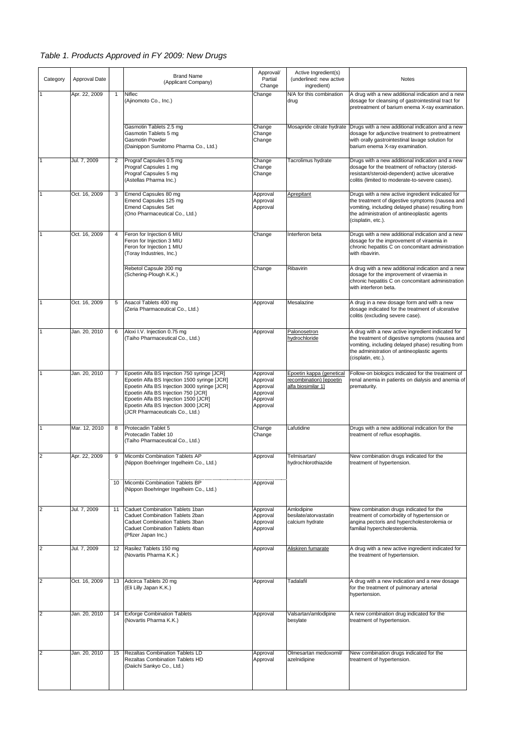*Table 1. Products Approved in FY 2009: New Drugs*

| Category | Approval Date | | Brand Name (Applicant Company) | Approval/ Partial Change | Active Ingredient(s) (underlined: new active ingredient) | Notes |
|---|---|---|---|---|---|---|
| 1 | Apr. 22, 2009 | 1 | Niflec (Ajinomoto Co., Inc.) | Change | N/A for this combination drug | A drug with a new additional indication and a new dosage for cleansing of gastrointestinal tract for pretreatment of barium enema X-ray examination. |
| | | | Gasmotin Tablets 2.5 mg<br>Gasmotin Tablets 5 mg<br>Gasmotin Powder<br>(Dainippon Sumitomo Pharma Co., Ltd.) | Change<br>Change<br>Change | Mosapride citrate hydrate | Drugs with a new additional indication and a new dosage for adjunctive treatment to pretreatment with orally gastrointestinal lavage solution for barium enema X-ray examination. |
| 1 | Jul. 7, 2009 | 2 | Prograf Capsules 0.5 mg<br>Prograf Capsules 1 mg<br>Prograf Capsules 5 mg<br>(Astellas Pharma Inc.) | Change<br>Change<br>Change | Tacrolimus hydrate | Drugs with a new additional indication and a new dosage for the treatment of refractory (steroid-resistant/steroid-dependent) active ulcerative colitis (limited to moderate-to-severe cases). |
| 1 | Oct. 16, 2009 | 3 | Emend Capsules 80 mg<br>Emend Capsules 125 mg<br>Emend Capsules Set<br>(Ono Pharmaceutical Co., Ltd.) | Approval<br>Approval<br>Approval | <u>Aprepitant</u> | Drugs with a new active ingredient indicated for the treatment of digestive symptoms (nausea and vomiting, including delayed phase) resulting from the administration of antineoplastic agents (cisplatin, etc.). |
| 1 | Oct. 16, 2009 | 4 | Feron for Injection 6 MIU<br>Feron for Injection 3 MIU<br>Feron for Injection 1 MIU<br>(Toray Industries, Inc.) | Change | Interferon beta | Drugs with a new additional indication and a new dosage for the improvement of viraemia in chronic hepatitis C on concomitant administration with ribavirin. |
| | | | Rebetol Capsule 200 mg<br>(Schering-Plough K.K.) | Change | Ribavirin | A drug with a new additional indication and a new dosage for the improvement of viraemia in chronic hepatitis C on concomitant administration with interferon beta. |
| 1 | Oct. 16, 2009 | 5 | Asacol Tablets 400 mg<br>(Zeria Pharmaceutical Co., Ltd.) | Approval | Mesalazine | A drug in a new dosage form and with a new dosage indicated for the treatment of ulcerative colitis (excluding severe case). |
| 1 | Jan. 20, 2010 | 6 | Aloxi I.V. Injection 0.75 mg<br>(Taiho Pharmaceutical Co., Ltd.) | Approval | <u>Palonosetron hydrochloride</u> | A drug with a new active ingredient indicated for the treatment of digestive symptoms (nausea and vomiting, including delayed phase) resulting from the administration of antineoplastic agents (cisplatin, etc.). |
| 1 | Jan. 20, 2010 | 7 | Epoetin Alfa BS Injection 750 syringe [JCR]<br>Epoetin Alfa BS Injection 1500 syringe [JCR]<br>Epoetin Alfa BS Injection 3000 syringe [JCR]<br>Epoetin Alfa BS Injection 750 [JCR]<br>Epoetin Alfa BS Injection 1500 [JCR]<br>Epoetin Alfa BS Injection 3000 [JCR]<br>(JCR Pharmaceuticals Co., Ltd.) | Approval<br>Approval<br>Approval<br>Approval<br>Approval<br>Approval | <u>Epoetin kappa (genetical recombination) [epoetin alfa biosimilar 1]</u> | Follow-on biologics indicated for the treatment of renal anemia in patients on dialysis and anemia of prematurity. |
| 1 | Mar. 12, 2010 | 8 | Protecadin Tablet 5<br>Protecadin Tablet 10<br>(Taiho Pharmaceutical Co., Ltd.) | Change<br>Change | Lafutidine | Drugs with a new additional indication for the treatment of reflux esophagitis. |
| 2 | Apr. 22, 2009 | 9 | Micombi Combination Tablets AP<br>(Nippon Boehringer Ingelheim Co., Ltd.) | Approval | Telmisartan/ hydrochlorothiazide | New combination drugs indicated for the treatment of hypertension. |
| | | 10 | Micombi Combination Tablets BP<br>(Nippon Boehringer Ingelheim Co., Ltd.) | Approval | | |
| 2 | Jul. 7, 2009 | 11 | Caduet Combination Tablets 1ban<br>Caduet Combination Tablets 2ban<br>Caduet Combination Tablets 3ban<br>Caduet Combination Tablets 4ban<br>(Pfizer Japan Inc.) | Approval<br>Approval<br>Approval<br>Approval | Amlodipine besilate/atorvastatin calcium hydrate | New combination drugs indicated for the treatment of comorbidity of hypertension or angina pectoris and hypercholesterolemia or familial hypercholesterolemia. |
| 2 | Jul. 7, 2009 | 12 | Rasilez Tablets 150 mg<br>(Novartis Pharma K.K.) | Approval | <u>Aliskiren fumarate</u> | A drug with a new active ingredient indicated for the treatment of hypertension. |
| 2 | Oct. 16, 2009 | 13 | Adcirca Tablets 20 mg<br>(Eli Lilly Japan K.K.) | Approval | Tadalafil | A drug with a new indication and a new dosage for the treatment of pulmonary arterial hypertension. |
| 2 | Jan. 20, 2010 | 14 | Exforge Combination Tablets<br>(Novartis Pharma K.K.) | Approval | Valsartan/amlodipine besylate | A new combination drug indicated for the treatment of hypertension. |
| 2 | Jan. 20, 2010 | 15 | Rezaltas Combination Tablets LD<br>Rezaltas Combination Tablets HD<br>(Daiichi Sankyo Co., Ltd.) | Approval<br>Approval | Olmesartan medoxomil/ azelnidipine | New combination drugs indicated for the treatment of hypertension. |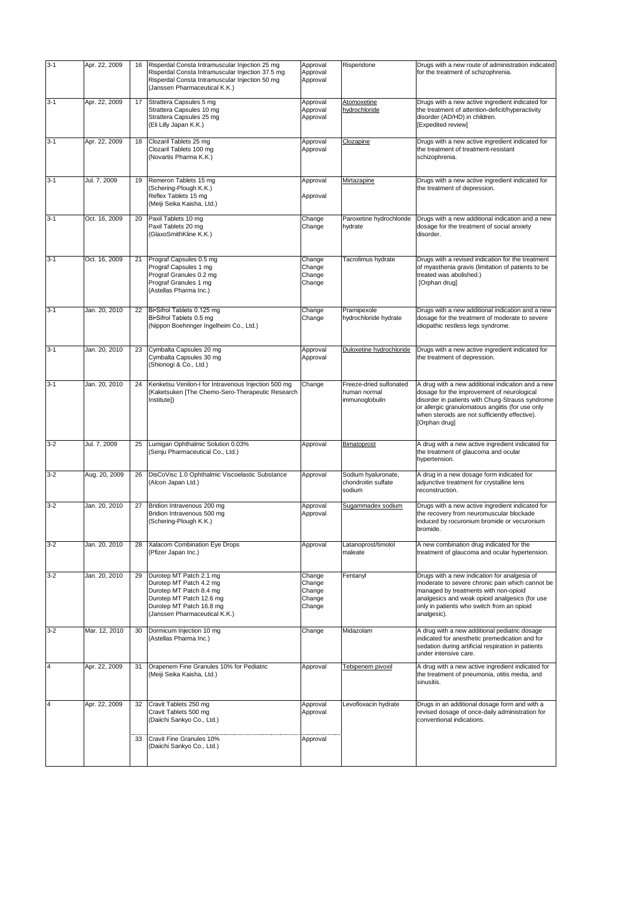| | | | | | | |
|---|---|---|---|---|---|---|
| 3-1 | Apr. 22, 2009 | 16 | Risperdal Consta Intramuscular Injection 25 mg<br>Risperdal Consta Intramuscular Injection 37.5 mg<br>Risperdal Consta Intramuscular Injection 50 mg<br>(Janssen Pharmaceutical K.K.) | Approval<br>Approval<br>Approval | Risperidone | Drugs with a new route of administration indicated for the treatment of schizophrenia. |
| 3-1 | Apr. 22, 2009 | 17 | Strattera Capsules 5 mg<br>Strattera Capsules 10 mg<br>Strattera Capsules 25 mg<br>(Eli Lilly Japan K.K.) | Approval<br>Approval<br>Approval | Atomoxetine hydrochloride | Drugs with a new active ingredient indicated for the treatment of attention-deficit/hyperactivity disorder (AD/HD) in children.<br>[Expedited review] |
| 3-1 | Apr. 22, 2009 | 18 | Clozaril Tablets 25 mg<br>Clozaril Tablets 100 mg<br>(Novartis Pharma K.K.) | Approval<br>Approval | Clozapine | Drugs with a new active ingredient indicated for the treatment of treatment-resistant schizophrenia. |
| 3-1 | Jul. 7, 2009 | 19 | Remeron Tablets 15 mg<br>(Schering-Plough K.K.)<br>Reflex Tablets 15 mg<br>(Meiji Seika Kaisha, Ltd.) | Approval<br><br>Approval | Mirtazapine | Drugs with a new active ingredient indicated for the treatment of depression. |
| 3-1 | Oct. 16, 2009 | 20 | Paxil Tablets 10 mg<br>Paxil Tablets 20 mg<br>(GlaxoSmithKline K.K.) | Change<br>Change | Paroxetine hydrochloride hydrate | Drugs with a new additional indication and a new dosage for the treatment of social anxiety disorder. |
| 3-1 | Oct. 16, 2009 | 21 | Prograf Capsules 0.5 mg<br>Prograf Capsules 1 mg<br>Prograf Granules 0.2 mg<br>Prograf Granules 1 mg<br>(Astellas Pharma Inc.) | Change<br>Change<br>Change<br>Change | Tacrolimus hydrate | Drugs with a revised indication for the treatment of myasthenia gravis (limitation of patients to be treated was abolished.)<br>[Orphan drug] |
| 3-1 | Jan. 20, 2010 | 22 | Bi•Sifrol Tablets 0.125 mg<br>Bi•Sifrol Tablets 0.5 mg<br>(Nippon Boehringer Ingelheim Co., Ltd.) | Change<br>Change | Pramipexole hydrochloride hydrate | Drugs with a new additional indication and a new dosage for the treatment of moderate to severe idiopathic restless legs syndrome. |
| 3-1 | Jan. 20, 2010 | 23 | Cymbalta Capsules 20 mg<br>Cymbalta Capsules 30 mg<br>(Shionogi & Co., Ltd.) | Approval<br>Approval | Duloxetine hydrochloride | Drugs with a new active ingredient indicated for the treatment of depression. |
| 3-1 | Jan. 20, 2010 | 24 | Kenketsu Venilon-I for Intravenous Injection 500 mg<br>(Kaketsuken [The Chemo-Sero-Therapeutic Research Institute]) | Change | Freeze-dried sulfonated human normal immunoglobulin | A drug with a new additional indication and a new dosage for the improvement of neurological disorder in patients with Churg-Strauss syndrome or allergic granulomatous angiitis (for use only when steroids are not sufficiently effective).<br>[Orphan drug] |
| 3-2 | Jul. 7, 2009 | 25 | Lumigan Ophthalmic Solution 0.03%<br>(Senju Pharmaceutical Co., Ltd.) | Approval | Bimatoprost | A drug with a new active ingredient indicated for the treatment of glaucoma and ocular hypertension. |
| 3-2 | Aug. 20, 2009 | 26 | DisCoVisc 1.0 Ophthalmic Viscoelastic Substance<br>(Alcon Japan Ltd.) | Approval | Sodium hyaluronate, chondroitin sulfate sodium | A drug in a new dosage form indicated for adjunctive treatment for crystalline lens reconstruction. |
| 3-2 | Jan. 20, 2010 | 27 | Bridion Intravenous 200 mg<br>Bridion Intravenous 500 mg<br>(Schering-Plough K.K.) | Approval<br>Approval | Sugammadex sodium | Drugs with a new active ingredient indicated for the recovery from neuromuscular blockade induced by rocuronium bromide or vecuronium bromide. |
| 3-2 | Jan. 20, 2010 | 28 | Xalacom Combination Eye Drops<br>(Pfizer Japan Inc.) | Approval | Latanoprost/timolol maleate | A new combination drug indicated for the treatment of glaucoma and ocular hypertension. |
| 3-2 | Jan. 20, 2010 | 29 | Durotep MT Patch 2.1 mg<br>Durotep MT Patch 4.2 mg<br>Durotep MT Patch 8.4 mg<br>Durotep MT Patch 12.6 mg<br>Durotep MT Patch 16.8 mg<br>(Janssen Pharmaceutical K.K.) | Change<br>Change<br>Change<br>Change<br>Change | Fentanyl | Drugs with a new indication for analgesia of moderate to severe chronic pain which cannot be managed by treatments with non-opioid analgesics and weak opioid analgesics (for use only in patients who switch from an opioid analgesic). |
| 3-2 | Mar. 12, 2010 | 30 | Dormicum Injection 10 mg<br>(Astellas Pharma Inc.) | Change | Midazolam | A drug with a new additional pediatric dosage indicated for anesthetic premedication and for sedation during artificial respiration in patients under intensive care. |
| 4 | Apr. 22, 2009 | 31 | Orapenem Fine Granules 10% for Pediatric<br>(Meiji Seika Kaisha, Ltd.) | Approval | Tebipenem pivoxil | A drug with a new active ingredient indicated for the treatment of pneumonia, otitis media, and sinusitis. |
| 4 | Apr. 22, 2009 | 32 | Cravit Tablets 250 mg<br>Cravit Tablets 500 mg<br>(Daiichi Sankyo Co., Ltd.) | Approval<br>Approval | Levofloxacin hydrate | Drugs in an additional dosage form and with a revised dosage of once-daily administration for conventional indications. |
| | | 33 | Cravit Fine Granules 10%<br>(Daiichi Sankyo Co., Ltd.) | Approval | | |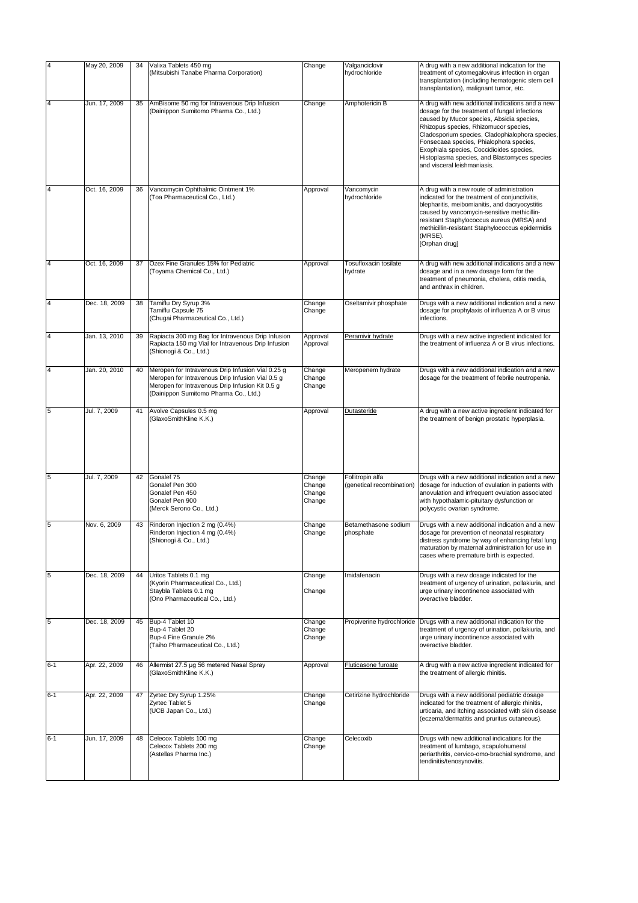| | | | | | | |
|---|---|---|---|---|---|---|
| 4 | May 20, 2009 | 34 | Valixa Tablets 450 mg<br>(Mitsubishi Tanabe Pharma Corporation) | Change | Valganciclovir hydrochloride | A drug with a new additional indication for the treatment of cytomegalovirus infection in organ transplantation (including hematogenic stem cell transplantation), malignant tumor, etc. |
| 4 | Jun. 17, 2009 | 35 | AmBisome 50 mg for Intravenous Drip Infusion<br>(Dainippon Sumitomo Pharma Co., Ltd.) | Change | Amphotericin B | A drug with new additional indications and a new dosage for the treatment of fungal infections caused by Mucor species, Absidia species, Rhizopus species, Rhizomucor species, Cladosporium species, Cladophialophora species, Fonsecaea species, Phialophora species, Exophiala species, Coccidioides species, Histoplasma species, and Blastomyces species and visceral leishmaniasis. |
| 4 | Oct. 16, 2009 | 36 | Vancomycin Ophthalmic Ointment 1%<br>(Toa Pharmaceutical Co., Ltd.) | Approval | Vancomycin hydrochloride | A drug with a new route of administration indicated for the treatment of conjunctivitis, blepharitis, meibomianitis, and dacryocystitis caused by vancomycin-sensitive methicillin-resistant Staphylococcus aureus (MRSA) and methicillin-resistant Staphylococcus epidermidis (MRSE).<br>[Orphan drug] |
| 4 | Oct. 16, 2009 | 37 | Ozex Fine Granules 15% for Pediatric<br>(Toyama Chemical Co., Ltd.) | Approval | Tosufloxacin tosilate hydrate | A drug with new additional indications and a new dosage and in a new dosage form for the treatment of pneumonia, cholera, otitis media, and anthrax in children. |
| 4 | Dec. 18, 2009 | 38 | Tamiflu Dry Syrup 3%<br>Tamiflu Capsule 75<br>(Chugai Pharmaceutical Co., Ltd.) | Change<br>Change | Oseltamivir phosphate | Drugs with a new additional indication and a new dosage for prophylaxis of influenza A or B virus infections. |
| 4 | Jan. 13, 2010 | 39 | Rapiacta 300 mg Bag for Intravenous Drip Infusion<br>Rapiacta 150 mg Vial for Intravenous Drip Infusion<br>(Shionogi & Co., Ltd.) | Approval<br>Approval | Peramivir hydrate | Drugs with a new active ingredient indicated for the treatment of influenza A or B virus infections. |
| 4 | Jan. 20, 2010 | 40 | Meropen for Intravenous Drip Infusion Vial 0.25 g<br>Meropen for Intravenous Drip Infusion Vial 0.5 g<br>Meropen for Intravenous Drip Infusion Kit 0.5 g<br>(Dainippon Sumitomo Pharma Co., Ltd.) | Change<br>Change<br>Change | Meropenem hydrate | Drugs with a new additional indication and a new dosage for the treatment of febrile neutropenia. |
| 5 | Jul. 7, 2009 | 41 | Avolve Capsules 0.5 mg<br>(GlaxoSmithKline K.K.) | Approval | Dutasteride | A drug with a new active ingredient indicated for the treatment of benign prostatic hyperplasia. |
| 5 | Jul. 7, 2009 | 42 | Gonalef 75<br>Gonalef Pen 300<br>Gonalef Pen 450<br>Gonalef Pen 900<br>(Merck Serono Co., Ltd.) | Change<br>Change<br>Change<br>Change | Follitropin alfa (genetical recombination) | Drugs with a new additional indication and a new dosage for induction of ovulation in patients with anovulation and infrequent ovulation associated with hypothalamic-pituitary dysfunction or polycystic ovarian syndrome. |
| 5 | Nov. 6, 2009 | 43 | Rinderon Injection 2 mg (0.4%)<br>Rinderon Injection 4 mg (0.4%)<br>(Shionogi & Co., Ltd.) | Change<br>Change | Betamethasone sodium phosphate | Drugs with a new additional indication and a new dosage for prevention of neonatal respiratory distress syndrome by way of enhancing fetal lung maturation by maternal administration for use in cases where premature birth is expected. |
| 5 | Dec. 18, 2009 | 44 | Uritos Tablets 0.1 mg<br>(Kyorin Pharmaceutical Co., Ltd.)<br>Staybla Tablets 0.1 mg<br>(Ono Pharmaceutical Co., Ltd.) | Change<br><br>Change | Imidafenacin | Drugs with a new dosage indicated for the treatment of urgency of urination, pollakiuria, and urge urinary incontinence associated with overactive bladder. |
| 5 | Dec. 18, 2009 | 45 | Bup-4 Tablet 10<br>Bup-4 Tablet 20<br>Bup-4 Fine Granule 2%<br>(Taiho Pharmaceutical Co., Ltd.) | Change<br>Change<br>Change | Propiverine hydrochloride | Drugs with a new additional indication for the treatment of urgency of urination, pollakiuria, and urge urinary incontinence associated with overactive bladder. |
| 6-1 | Apr. 22, 2009 | 46 | Allermist 27.5 μg 56 metered Nasal Spray<br>(GlaxoSmithKline K.K.) | Approval | Fluticasone furoate | A drug with a new active ingredient indicated for the treatment of allergic rhinitis. |
| 6-1 | Apr. 22, 2009 | 47 | Zyrtec Dry Syrup 1.25%<br>Zyrtec Tablet 5<br>(UCB Japan Co., Ltd.) | Change<br>Change | Cetirizine hydrochloride | Drugs with a new additional pediatric dosage indicated for the treatment of allergic rhinitis, urticaria, and itching associated with skin disease (eczema/dermatitis and pruritus cutaneous). |
| 6-1 | Jun. 17, 2009 | 48 | Celecox Tablets 100 mg<br>Celecox Tablets 200 mg<br>(Astellas Pharma Inc.) | Change<br>Change | Celecoxib | Drugs with new additional indications for the treatment of lumbago, scapulohumeral periarthritis, cervico-omo-brachial syndrome, and tendinitis/tenosynovitis. |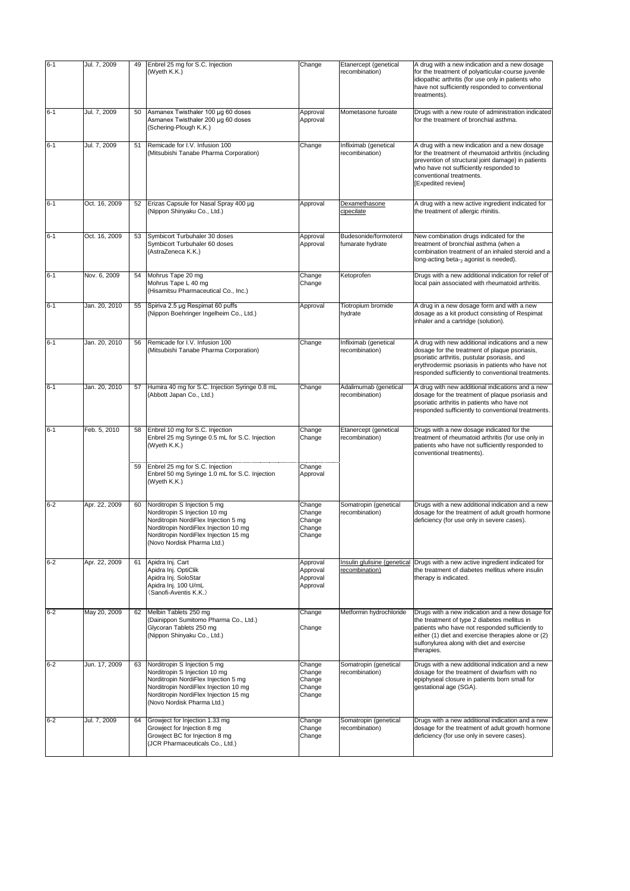| | | | | | | |
|---|---|---|---|---|---|---|
| 6-1 | Jul. 7, 2009 | 49 | Enbrel 25 mg for S.C. Injection<br>(Wyeth K.K.) | Change | Etanercept (genetical recombination) | A drug with a new indication and a new dosage for the treatment of polyarticular-course juvenile idiopathic arthritis (for use only in patients who have not sufficiently responded to conventional treatments). |
| 6-1 | Jul. 7, 2009 | 50 | Asmanex Twisthaler 100 μg 60 doses<br>Asmanex Twisthaler 200 μg 60 doses<br>(Schering-Plough K.K.) | Approval<br>Approval | Mometasone furoate | Drugs with a new route of administration indicated for the treatment of bronchial asthma. |
| 6-1 | Jul. 7, 2009 | 51 | Remicade for I.V. Infusion 100<br>(Mitsubishi Tanabe Pharma Corporation) | Change | Infliximab (genetical recombination) | A drug with a new indication and a new dosage for the treatment of rheumatoid arthritis (including prevention of structural joint damage) in patients who have not sufficiently responded to conventional treatments.<br>[Expedited review] |
| 6-1 | Oct. 16, 2009 | 52 | Erizas Capsule for Nasal Spray 400 μg<br>(Nippon Shinyaku Co., Ltd.) | Approval | Dexamethasone cipecilate | A drug with a new active ingredient indicated for the treatment of allergic rhinitis. |
| 6-1 | Oct. 16, 2009 | 53 | Symbicort Turbuhaler 30 doses<br>Symbicort Turbuhaler 60 doses<br>(AstraZeneca K.K.) | Approval<br>Approval | Budesonide/formoterol fumarate hydrate | New combination drugs indicated for the treatment of bronchial asthma (when a combination treatment of an inhaled steroid and a long-acting beta-$_2$ agonist is needed). |
| 6-1 | Nov. 6, 2009 | 54 | Mohrus Tape 20 mg<br>Mohrus Tape L 40 mg<br>(Hisamitsu Pharmaceutical Co., Inc.) | Change<br>Change | Ketoprofen | Drugs with a new additional indication for relief of local pain associated with rheumatoid arthritis. |
| 6-1 | Jan. 20, 2010 | 55 | Spiriva 2.5 μg Respimat 60 puffs<br>(Nippon Boehringer Ingelheim Co., Ltd.) | Approval | Tiotropium bromide hydrate | A drug in a new dosage form and with a new dosage as a kit product consisting of Respimat inhaler and a cartridge (solution). |
| 6-1 | Jan. 20, 2010 | 56 | Remicade for I.V. Infusion 100<br>(Mitsubishi Tanabe Pharma Corporation) | Change | Infliximab (genetical recombination) | A drug with new additional indications and a new dosage for the treatment of plaque psoriasis, psoriatic arthritis, pustular psoriasis, and erythrodermic psoriasis in patients who have not responded sufficiently to conventional treatments. |
| 6-1 | Jan. 20, 2010 | 57 | Humira 40 mg for S.C. Injection Syringe 0.8 mL<br>(Abbott Japan Co., Ltd.) | Change | Adalimumab (genetical recombination) | A drug with new additional indications and a new dosage for the treatment of plaque psoriasis and psoriatic arthritis in patients who have not responded sufficiently to conventional treatments. |
| 6-1 | Feb. 5, 2010 | 58 | Enbrel 10 mg for S.C. Injection<br>Enbrel 25 mg Syringe 0.5 mL for S.C. Injection<br>(Wyeth K.K.) | Change<br>Change | Etanercept (genetical recombination) | Drugs with a new dosage indicated for the treatment of rheumatoid arthritis (for use only in patients who have not sufficiently responded to conventional treatments). |
| | | 59 | Enbrel 25 mg for S.C. Injection<br>Enbrel 50 mg Syringe 1.0 mL for S.C. Injection<br>(Wyeth K.K.) | Change<br>Approval | | |
| 6-2 | Apr. 22, 2009 | 60 | Norditropin S Injection 5 mg<br>Norditropin S Injection 10 mg<br>Norditropin NordiFlex Injection 5 mg<br>Norditropin NordiFlex Injection 10 mg<br>Norditropin NordiFlex Injection 15 mg<br>(Novo Nordisk Pharma Ltd.) | Change<br>Change<br>Change<br>Change<br>Change | Somatropin (genetical recombination) | Drugs with a new additional indication and a new dosage for the treatment of adult growth hormone deficiency (for use only in severe cases). |
| 6-2 | Apr. 22, 2009 | 61 | Apidra Inj. Cart<br>Apidra Inj. OptiClik<br>Apidra Inj. SoloStar<br>Apidra Inj. 100 U/mL<br>（Sanofi-Aventis K.K.） | Approval<br>Approval<br>Approval<br>Approval | Insulin glulisine (genetical recombination) | Drugs with a new active ingredient indicated for the treatment of diabetes mellitus where insulin therapy is indicated. |
| 6-2 | May 20, 2009 | 62 | Melbin Tablets 250 mg<br>(Dainippon Sumitomo Pharma Co., Ltd.)<br>Glycoran Tablets 250 mg<br>(Nippon Shinyaku Co., Ltd.) | Change<br><br>Change | Metformin hydrochloride | Drugs with a new indication and a new dosage for the treatment of type 2 diabetes mellitus in patients who have not responded sufficiently to either (1) diet and exercise therapies alone or (2) sulfonylurea along with diet and exercise therapies. |
| 6-2 | Jun. 17, 2009 | 63 | Norditropin S Injection 5 mg<br>Norditropin S Injection 10 mg<br>Norditropin NordiFlex Injection 5 mg<br>Norditropin NordiFlex Injection 10 mg<br>Norditropin NordiFlex Injection 15 mg<br>(Novo Nordisk Pharma Ltd.) | Change<br>Change<br>Change<br>Change<br>Change | Somatropin (genetical recombination) | Drugs with a new additional indication and a new dosage for the treatment of dwarfism with no epiphyseal closure in patients born small for gestational age (SGA). |
| 6-2 | Jul. 7, 2009 | 64 | Growject for Injection 1.33 mg<br>Growject for Injection 8 mg<br>Growject BC for Injection 8 mg<br>(JCR Pharmaceuticals Co., Ltd.) | Change<br>Change<br>Change | Somatropin (genetical recombination) | Drugs with a new additional indication and a new dosage for the treatment of adult growth hormone deficiency (for use only in severe cases). |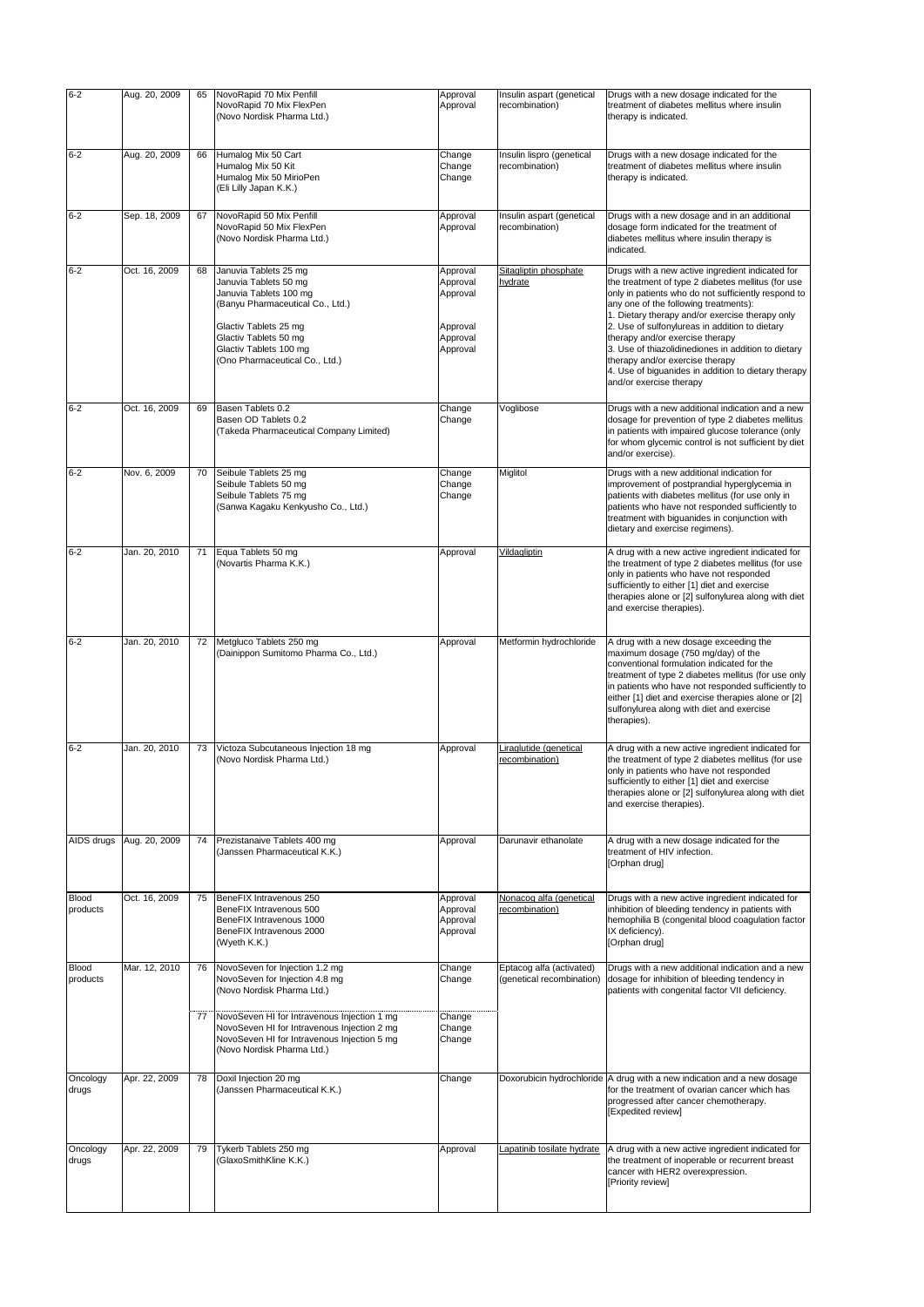| | | | | | | |
|---|---|---|---|---|---|---|
| 6-2 | Aug. 20, 2009 | 65 | NovoRapid 70 Mix Penfill<br>NovoRapid 70 Mix FlexPen<br>(Novo Nordisk Pharma Ltd.) | Approval<br>Approval | Insulin aspart (genetical recombination) | Drugs with a new dosage indicated for the treatment of diabetes mellitus where insulin therapy is indicated. |
| 6-2 | Aug. 20, 2009 | 66 | Humalog Mix 50 Cart<br>Humalog Mix 50 Kit<br>Humalog Mix 50 MirioPen<br>(Eli Lilly Japan K.K.) | Change<br>Change<br>Change | Insulin lispro (genetical recombination) | Drugs with a new dosage indicated for the treatment of diabetes mellitus where insulin therapy is indicated. |
| 6-2 | Sep. 18, 2009 | 67 | NovoRapid 50 Mix Penfill<br>NovoRapid 50 Mix FlexPen<br>(Novo Nordisk Pharma Ltd.) | Approval<br>Approval | Insulin aspart (genetical recombination) | Drugs with a new dosage and in an additional dosage form indicated for the treatment of diabetes mellitus where insulin therapy is indicated. |
| 6-2 | Oct. 16, 2009 | 68 | Januvia Tablets 25 mg<br>Januvia Tablets 50 mg<br>Januvia Tablets 100 mg<br>(Banyu Pharmaceutical Co., Ltd.)<br><br>Glactiv Tablets 25 mg<br>Glactiv Tablets 50 mg<br>Glactiv Tablets 100 mg<br>(Ono Pharmaceutical Co., Ltd.) | Approval<br>Approval<br>Approval<br><br><br>Approval<br>Approval<br>Approval | Sitagliptin phosphate hydrate | Drugs with a new active ingredient indicated for the treatment of type 2 diabetes mellitus (for use only in patients who do not sufficiently respond to any one of the following treatments):<br>1. Dietary therapy and/or exercise therapy only<br>2. Use of sulfonylureas in addition to dietary therapy and/or exercise therapy<br>3. Use of thiazolidinediones in addition to dietary therapy and/or exercise therapy<br>4. Use of biguanides in addition to dietary therapy and/or exercise therapy |
| 6-2 | Oct. 16, 2009 | 69 | Basen Tablets 0.2<br>Basen OD Tablets 0.2<br>(Takeda Pharmaceutical Company Limited) | Change<br>Change | Voglibose | Drugs with a new additional indication and a new dosage for prevention of type 2 diabetes mellitus in patients with impaired glucose tolerance (only for whom glycemic control is not sufficient by diet and/or exercise). |
| 6-2 | Nov. 6, 2009 | 70 | Seibule Tablets 25 mg<br>Seibule Tablets 50 mg<br>Seibule Tablets 75 mg<br>(Sanwa Kagaku Kenkyusho Co., Ltd.) | Change<br>Change<br>Change | Miglitol | Drugs with a new additional indication for improvement of postprandial hyperglycemia in patients with diabetes mellitus (for use only in patients who have not responded sufficiently to treatment with biguanides in conjunction with dietary and exercise regimens). |
| 6-2 | Jan. 20, 2010 | 71 | Equa Tablets 50 mg<br>(Novartis Pharma K.K.) | Approval | Vildagliptin | A drug with a new active ingredient indicated for the treatment of type 2 diabetes mellitus (for use only in patients who have not responded sufficiently to either [1] diet and exercise therapies alone or [2] sulfonylurea along with diet and exercise therapies). |
| 6-2 | Jan. 20, 2010 | 72 | Metgluco Tablets 250 mg<br>(Dainippon Sumitomo Pharma Co., Ltd.) | Approval | Metformin hydrochloride | A drug with a new dosage exceeding the maximum dosage (750 mg/day) of the conventional formulation indicated for the treatment of type 2 diabetes mellitus (for use only in patients who have not responded sufficiently to either [1] diet and exercise therapies alone or [2] sulfonylurea along with diet and exercise therapies). |
| 6-2 | Jan. 20, 2010 | 73 | Victoza Subcutaneous Injection 18 mg<br>(Novo Nordisk Pharma Ltd.) | Approval | Liraglutide (genetical recombination) | A drug with a new active ingredient indicated for the treatment of type 2 diabetes mellitus (for use only in patients who have not responded sufficiently to either [1] diet and exercise therapies alone or [2] sulfonylurea along with diet and exercise therapies). |
| AIDS drugs | Aug. 20, 2009 | 74 | Prezistanaive Tablets 400 mg<br>(Janssen Pharmaceutical K.K.) | Approval | Darunavir ethanolate | A drug with a new dosage indicated for the treatment of HIV infection.<br>[Orphan drug] |
| Blood products | Oct. 16, 2009 | 75 | BeneFIX Intravenous 250<br>BeneFIX Intravenous 500<br>BeneFIX Intravenous 1000<br>BeneFIX Intravenous 2000<br>(Wyeth K.K.) | Approval<br>Approval<br>Approval<br>Approval | Nonacog alfa (genetical recombination) | Drugs with a new active ingredient indicated for inhibition of bleeding tendency in patients with hemophilia B (congenital blood coagulation factor IX deficiency).<br>[Orphan drug] |
| Blood products | Mar. 12, 2010 | 76 | NovoSeven for Injection 1.2 mg<br>NovoSeven for Injection 4.8 mg<br>(Novo Nordisk Pharma Ltd.) | Change<br>Change | Eptacog alfa (activated) (genetical recombination) | Drugs with a new additional indication and a new dosage for inhibition of bleeding tendency in patients with congenital factor VII deficiency. |
| | | 77 | NovoSeven HI for Intravenous Injection 1 mg<br>NovoSeven HI for Intravenous Injection 2 mg<br>NovoSeven HI for Intravenous Injection 5 mg<br>(Novo Nordisk Pharma Ltd.) | Change<br>Change<br>Change | | |
| Oncology drugs | Apr. 22, 2009 | 78 | Doxil Injection 20 mg<br>(Janssen Pharmaceutical K.K.) | Change | Doxorubicin hydrochloride | A drug with a new indication and a new dosage for the treatment of ovarian cancer which has progressed after cancer chemotherapy.<br>[Expedited review] |
| Oncology drugs | Apr. 22, 2009 | 79 | Tykerb Tablets 250 mg<br>(GlaxoSmithKline K.K.) | Approval | Lapatinib tosilate hydrate | A drug with a new active ingredient indicated for the treatment of inoperable or recurrent breast cancer with HER2 overexpression.<br>[Priority review] |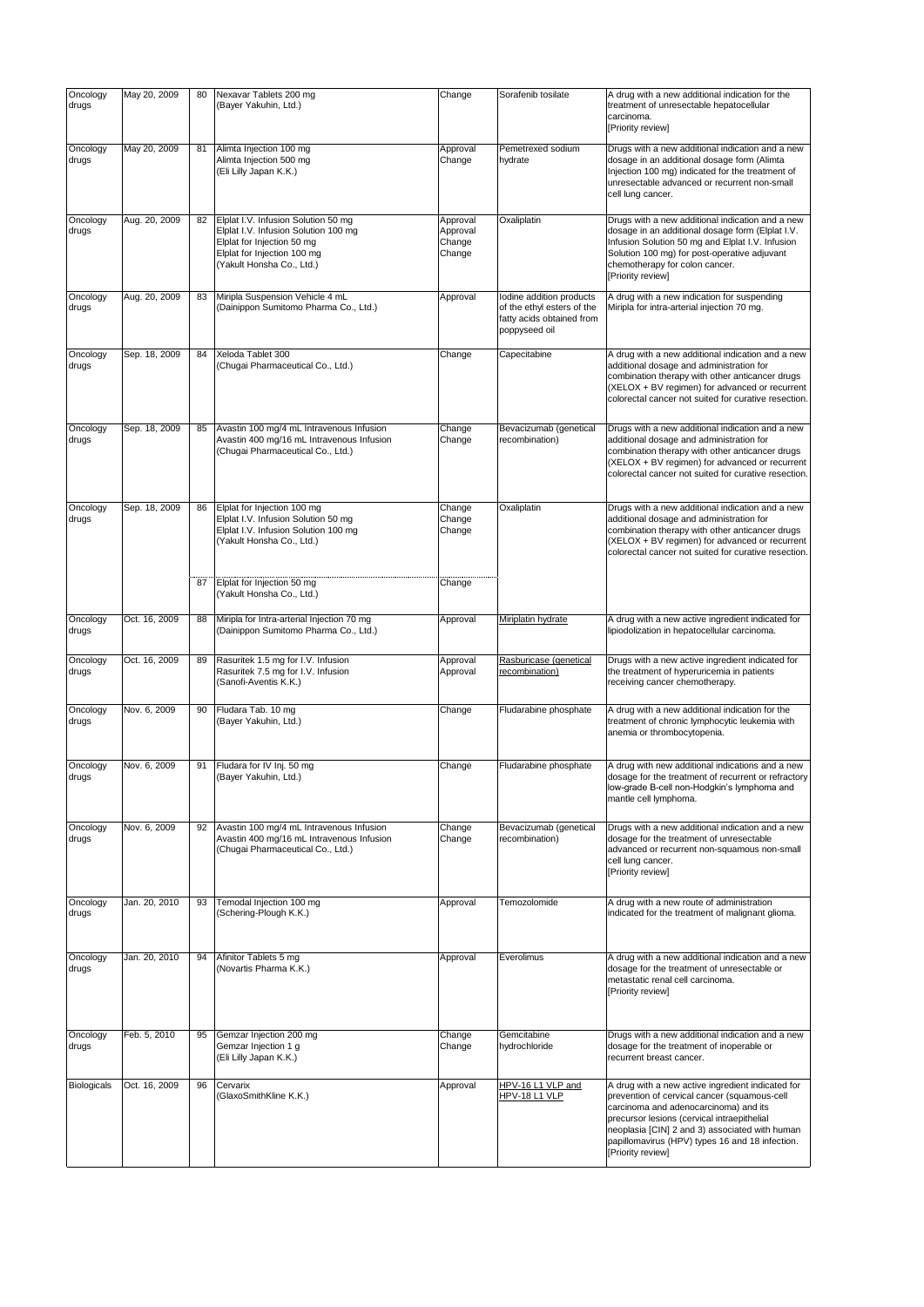| Oncology drugs | May 20, 2009 | 80 | Nexavar Tablets 200 mg (Bayer Yakuhin, Ltd.) | Change | Sorafenib tosilate | A drug with a new additional indication for the treatment of unresectable hepatocellular carcinoma. [Priority review] |
|---|---|---|---|---|---|---|
| Oncology drugs | May 20, 2009 | 81 | Alimta Injection 100 mg<br>Alimta Injection 500 mg<br>(Eli Lilly Japan K.K.) | Approval<br>Change | Pemetrexed sodium hydrate | Drugs with a new additional indication and a new dosage in an additional dosage form (Alimta Injection 100 mg) indicated for the treatment of unresectable advanced or recurrent non-small cell lung cancer. |
| Oncology drugs | Aug. 20, 2009 | 82 | Elplat I.V. Infusion Solution 50 mg<br>Elplat I.V. Infusion Solution 100 mg<br>Elplat for Injection 50 mg<br>Elplat for Injection 100 mg<br>(Yakult Honsha Co., Ltd.) | Approval<br>Approval<br>Change<br>Change | Oxaliplatin | Drugs with a new additional indication and a new dosage in an additional dosage form (Elplat I.V. Infusion Solution 50 mg and Elplat I.V. Infusion Solution 100 mg) for post-operative adjuvant chemotherapy for colon cancer. [Priority review] |
| Oncology drugs | Aug. 20, 2009 | 83 | Miripla Suspension Vehicle 4 mL (Dainippon Sumitomo Pharma Co., Ltd.) | Approval | Iodine addition products of the ethyl esters of the fatty acids obtained from poppyseed oil | A drug with a new indication for suspending Miripla for intra-arterial injection 70 mg. |
| Oncology drugs | Sep. 18, 2009 | 84 | Xeloda Tablet 300 (Chugai Pharmaceutical Co., Ltd.) | Change | Capecitabine | A drug with a new additional indication and a new additional dosage and administration for combination therapy with other anticancer drugs (XELOX + BV regimen) for advanced or recurrent colorectal cancer not suited for curative resection. |
| Oncology drugs | Sep. 18, 2009 | 85 | Avastin 100 mg/4 mL Intravenous Infusion<br>Avastin 400 mg/16 mL Intravenous Infusion<br>(Chugai Pharmaceutical Co., Ltd.) | Change<br>Change | Bevacizumab (genetical recombination) | Drugs with a new additional indication and a new additional dosage and administration for combination therapy with other anticancer drugs (XELOX + BV regimen) for advanced or recurrent colorectal cancer not suited for curative resection. |
| Oncology drugs | Sep. 18, 2009 | 86 | Elplat for Injection 100 mg<br>Elplat I.V. Infusion Solution 50 mg<br>Elplat I.V. Infusion Solution 100 mg<br>(Yakult Honsha Co., Ltd.) | Change<br>Change<br>Change | Oxaliplatin | Drugs with a new additional indication and a new additional dosage and administration for combination therapy with other anticancer drugs (XELOX + BV regimen) for advanced or recurrent colorectal cancer not suited for curative resection. |
| | | 87 | Elplat for Injection 50 mg (Yakult Honsha Co., Ltd.) | Change | | |
| Oncology drugs | Oct. 16, 2009 | 88 | Miripla for Intra-arterial Injection 70 mg (Dainippon Sumitomo Pharma Co., Ltd.) | Approval | Miriplatin hydrate | A drug with a new active ingredient indicated for lipiodolization in hepatocellular carcinoma. |
| Oncology drugs | Oct. 16, 2009 | 89 | Rasuritek 1.5 mg for I.V. Infusion<br>Rasuritek 7.5 mg for I.V. Infusion<br>(Sanofi-Aventis K.K.) | Approval<br>Approval | Rasburicase (genetical recombination) | Drugs with a new active ingredient indicated for the treatment of hyperuricemia in patients receiving cancer chemotherapy. |
| Oncology drugs | Nov. 6, 2009 | 90 | Fludara Tab. 10 mg (Bayer Yakuhin, Ltd.) | Change | Fludarabine phosphate | A drug with a new additional indication for the treatment of chronic lymphocytic leukemia with anemia or thrombocytopenia. |
| Oncology drugs | Nov. 6, 2009 | 91 | Fludara for IV Inj. 50 mg (Bayer Yakuhin, Ltd.) | Change | Fludarabine phosphate | A drug with new additional indications and a new dosage for the treatment of recurrent or refractory low-grade B-cell non-Hodgkin's lymphoma and mantle cell lymphoma. |
| Oncology drugs | Nov. 6, 2009 | 92 | Avastin 100 mg/4 mL Intravenous Infusion<br>Avastin 400 mg/16 mL Intravenous Infusion<br>(Chugai Pharmaceutical Co., Ltd.) | Change<br>Change | Bevacizumab (genetical recombination) | Drugs with a new additional indication and a new dosage for the treatment of unresectable advanced or recurrent non-squamous non-small cell lung cancer. [Priority review] |
| Oncology drugs | Jan. 20, 2010 | 93 | Temodal Injection 100 mg (Schering-Plough K.K.) | Approval | Temozolomide | A drug with a new route of administration indicated for the treatment of malignant glioma. |
| Oncology drugs | Jan. 20, 2010 | 94 | Afinitor Tablets 5 mg (Novartis Pharma K.K.) | Approval | Everolimus | A drug with a new additional indication and a new dosage for the treatment of unresectable or metastatic renal cell carcinoma. [Priority review] |
| Oncology drugs | Feb. 5, 2010 | 95 | Gemzar Injection 200 mg<br>Gemzar Injection 1 g<br>(Eli Lilly Japan K.K.) | Change<br>Change | Gemcitabine hydrochloride | Drugs with a new additional indication and a new dosage for the treatment of inoperable or recurrent breast cancer. |
| Biologicals | Oct. 16, 2009 | 96 | Cervarix (GlaxoSmithKline K.K.) | Approval | HPV-16 L1 VLP and HPV-18 L1 VLP | A drug with a new active ingredient indicated for prevention of cervical cancer (squamous-cell carcinoma and adenocarcinoma) and its precursor lesions (cervical intraepithelial neoplasia [CIN] 2 and 3) associated with human papillomavirus (HPV) types 16 and 18 infection. [Priority review] |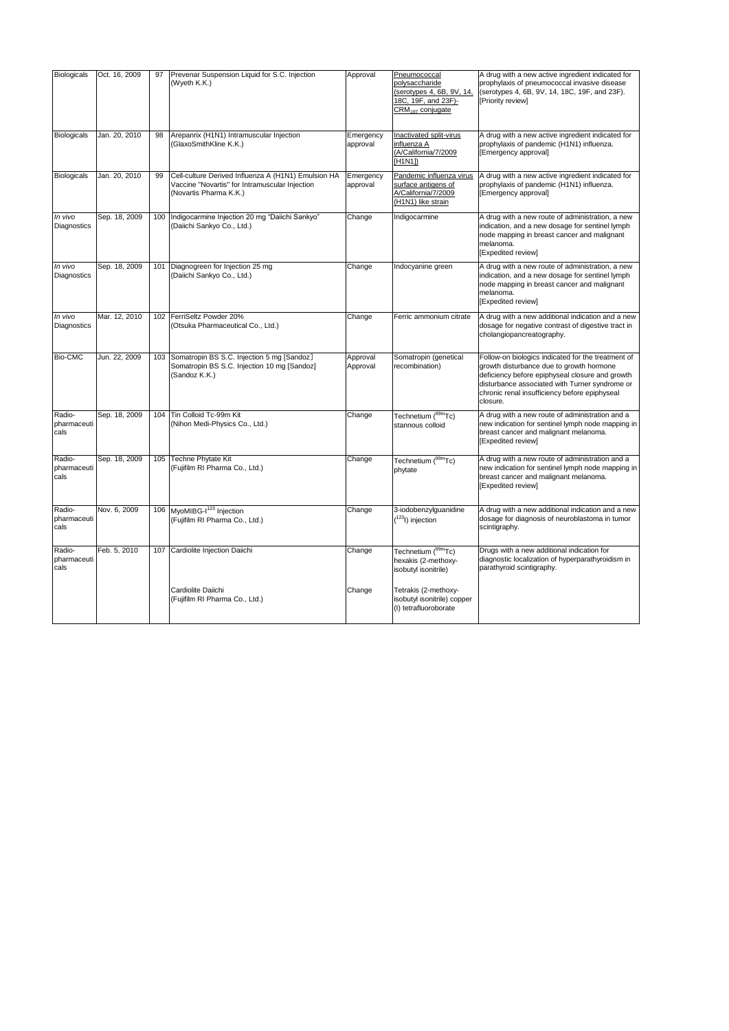| | | | | | | |
|---|---|---|---|---|---|---|
| Biologicals | Oct. 16, 2009 | 97 | Prevenar Suspension Liquid for S.C. Injection (Wyeth K.K.) | Approval | Pneumococcal polysaccharide (serotypes 4, 6B, 9V, 14, 18C, 19F, and 23F)-$CRM_{197}$ conjugate | A drug with a new active ingredient indicated for prophylaxis of pneumococcal invasive disease (serotypes 4, 6B, 9V, 14, 18C, 19F, and 23F). [Priority review] |
| Biologicals | Jan. 20, 2010 | 98 | Arepanrix (H1N1) Intramuscular Injection (GlaxoSmithKline K.K.) | Emergency approval | Inactivated split-virus influenza A (A/California/7/2009 [H1N1]) | A drug with a new active ingredient indicated for prophylaxis of pandemic (H1N1) influenza. [Emergency approval] |
| Biologicals | Jan. 20, 2010 | 99 | Cell-culture Derived Influenza A (H1N1) Emulsion HA Vaccine "Novartis" for Intramuscular Injection (Novartis Pharma K.K.) | Emergency approval | Pandemic influenza virus surface antigens of A/California/7/2009 (H1N1) like strain | A drug with a new active ingredient indicated for prophylaxis of pandemic (H1N1) influenza. [Emergency approval] |
| *In vivo* Diagnostics | Sep. 18, 2009 | 100 | Indigocarmine Injection 20 mg "Daiichi Sankyo" (Daiichi Sankyo Co., Ltd.) | Change | Indigocarmine | A drug with a new route of administration, a new indication, and a new dosage for sentinel lymph node mapping in breast cancer and malignant melanoma. [Expedited review] |
| *In vivo* Diagnostics | Sep. 18, 2009 | 101 | Diagnogreen for Injection 25 mg (Daiichi Sankyo Co., Ltd.) | Change | Indocyanine green | A drug with a new route of administration, a new indication, and a new dosage for sentinel lymph node mapping in breast cancer and malignant melanoma. [Expedited review] |
| *In vivo* Diagnostics | Mar. 12, 2010 | 102 | FerriSeltz Powder 20% (Otsuka Pharmaceutical Co., Ltd.) | Change | Ferric ammonium citrate | A drug with a new additional indication and a new dosage for negative contrast of digestive tract in cholangiopancreatography. |
| Bio-CMC | Jun. 22, 2009 | 103 | Somatropin BS S.C. Injection 5 mg [Sandoz] Somatropin BS S.C. Injection 10 mg [Sandoz] (Sandoz K.K.) | Approval Approval | Somatropin (genetical recombination) | Follow-on biologics indicated for the treatment of growth disturbance due to growth hormone deficiency before epiphyseal closure and growth disturbance associated with Turner syndrome or chronic renal insufficiency before epiphyseal closure. |
| Radio-pharmaceuticals | Sep. 18, 2009 | 104 | Tin Colloid Tc-99m Kit (Nihon Medi-Physics Co., Ltd.) | Change | Technetium ($^{99m}Tc$) stannous colloid | A drug with a new route of administration and a new indication for sentinel lymph node mapping in breast cancer and malignant melanoma. [Expedited review] |
| Radio-pharmaceuticals | Sep. 18, 2009 | 105 | Techne Phytate Kit (Fujifilm RI Pharma Co., Ltd.) | Change | Technetium ($^{99m}Tc$) phytate | A drug with a new route of administration and a new indication for sentinel lymph node mapping in breast cancer and malignant melanoma. [Expedited review] |
| Radio-pharmaceuticals | Nov. 6, 2009 | 106 | MyoMIBG-$I^{123}$ Injection (Fujifilm RI Pharma Co., Ltd.) | Change | 3-iodobenzylguanidine ($^{123}I$) injection | A drug with a new additional indication and a new dosage for diagnosis of neuroblastoma in tumor scintigraphy. |
| Radio-pharmaceuticals | Feb. 5, 2010 | 107 | Cardiolite Injection Daiichi<br><br>Cardiolite Daiichi (Fujifilm RI Pharma Co., Ltd.) | Change<br><br>Change | Technetium ($^{99m}Tc$) hexakis (2-methoxy-isobutyl isonitrile)<br><br>Tetrakis (2-methoxy-isobutyl isonitrile) copper (I) tetrafluoroborate | Drugs with a new additional indication for diagnostic localization of hyperparathyroidism in parathyroid scintigraphy. |